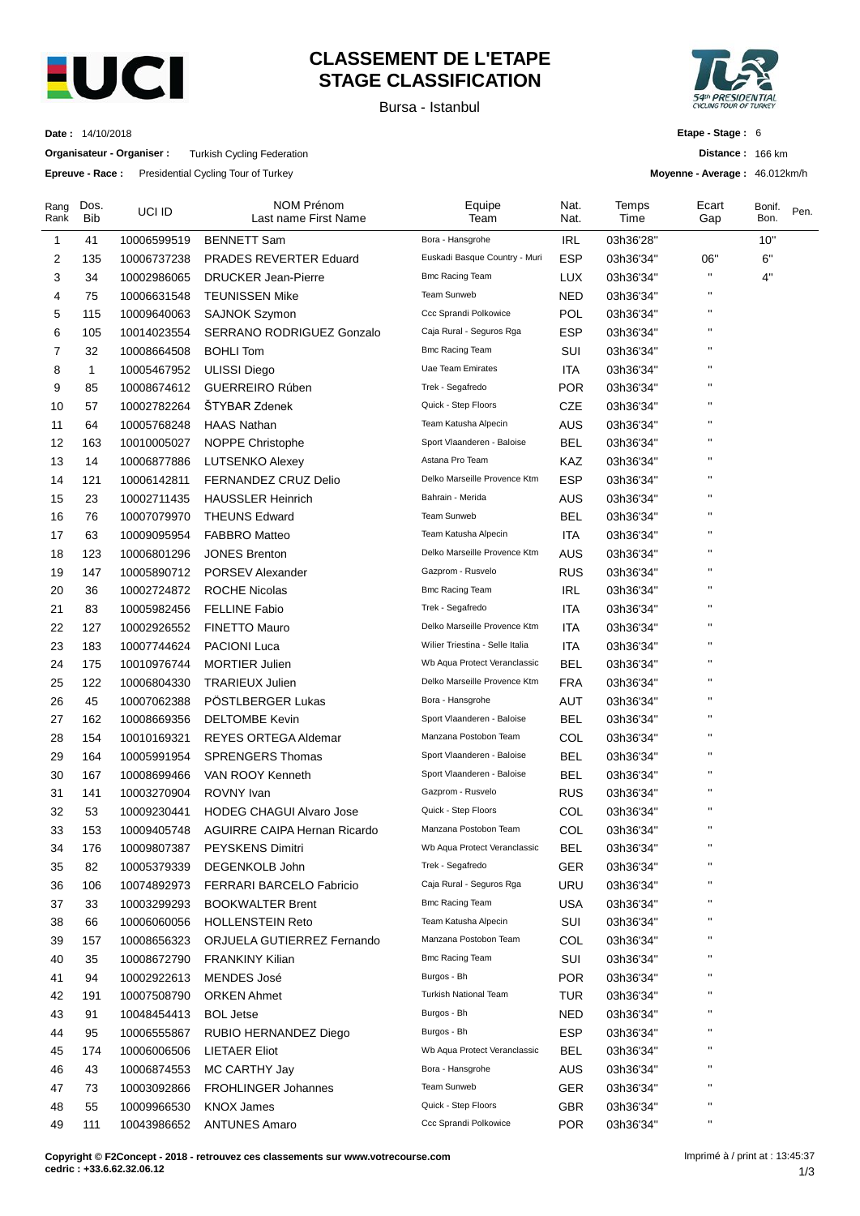# CLASSEMENT DE L'ETAPE
# STAGE CLASSIFICATION

Bursa - Istanbul

**Date :** 14/10/2018

**Organisateur - Organiser :** Turkish Cycling Federation

**Epreuve - Race :** Presidential Cycling Tour of Turkey

**Etape - Stage :** 6

**Distance :** 166 km

**Moyenne - Average :** 46.012km/h

| Rang Rank | Dos. Bib | UCI ID | NOM Prénom Last name First Name | Equipe Team | Nat. Nat. | Temps Time | Ecart Gap | Bonif. Bon. | Pen. |
|---|---|---|---|---|---|---|---|---|---|
| 1 | 41 | 10006599519 | BENNETT Sam | Bora - Hansgrohe | IRL | 03h36'28'' | | 10'' | |
| 2 | 135 | 10006737238 | PRADES REVERTER Eduard | Euskadi Basque Country - Muri | ESP | 03h36'34'' | 06'' | 6'' | |
| 3 | 34 | 10002986065 | DRUCKER Jean-Pierre | Bmc Racing Team | LUX | 03h36'34'' | '' | 4'' | |
| 4 | 75 | 10006631548 | TEUNISSEN Mike | Team Sunweb | NED | 03h36'34'' | '' | | |
| 5 | 115 | 10009640063 | SAJNOK Szymon | Ccc Sprandi Polkowice | POL | 03h36'34'' | '' | | |
| 6 | 105 | 10014023554 | SERRANO RODRIGUEZ Gonzalo | Caja Rural - Seguros Rga | ESP | 03h36'34'' | '' | | |
| 7 | 32 | 10008664508 | BOHLI Tom | Bmc Racing Team | SUI | 03h36'34'' | '' | | |
| 8 | 1 | 10005467952 | ULISSI Diego | Uae Team Emirates | ITA | 03h36'34'' | '' | | |
| 9 | 85 | 10008674612 | GUERREIRO Rúben | Trek - Segafredo | POR | 03h36'34'' | '' | | |
| 10 | 57 | 10002782264 | ŠTYBAR Zdenek | Quick - Step Floors | CZE | 03h36'34'' | '' | | |
| 11 | 64 | 10005768248 | HAAS Nathan | Team Katusha Alpecin | AUS | 03h36'34'' | '' | | |
| 12 | 163 | 10010005027 | NOPPE Christophe | Sport Vlaanderen - Baloise | BEL | 03h36'34'' | '' | | |
| 13 | 14 | 10006877886 | LUTSENKO Alexey | Astana Pro Team | KAZ | 03h36'34'' | '' | | |
| 14 | 121 | 10006142811 | FERNANDEZ CRUZ Delio | Delko Marseille Provence Ktm | ESP | 03h36'34'' | '' | | |
| 15 | 23 | 10002711435 | HAUSSLER Heinrich | Bahrain - Merida | AUS | 03h36'34'' | '' | | |
| 16 | 76 | 10007079970 | THEUNS Edward | Team Sunweb | BEL | 03h36'34'' | '' | | |
| 17 | 63 | 10009095954 | FABBRO Matteo | Team Katusha Alpecin | ITA | 03h36'34'' | '' | | |
| 18 | 123 | 10006801296 | JONES Brenton | Delko Marseille Provence Ktm | AUS | 03h36'34'' | '' | | |
| 19 | 147 | 10005890712 | PORSEV Alexander | Gazprom - Rusvelo | RUS | 03h36'34'' | '' | | |
| 20 | 36 | 10002724872 | ROCHE Nicolas | Bmc Racing Team | IRL | 03h36'34'' | '' | | |
| 21 | 83 | 10005982456 | FELLINE Fabio | Trek - Segafredo | ITA | 03h36'34'' | '' | | |
| 22 | 127 | 10002926552 | FINETTO Mauro | Delko Marseille Provence Ktm | ITA | 03h36'34'' | '' | | |
| 23 | 183 | 10007744624 | PACIONI Luca | Wilier Triestina - Selle Italia | ITA | 03h36'34'' | '' | | |
| 24 | 175 | 10010976744 | MORTIER Julien | Wb Aqua Protect Veranclassic | BEL | 03h36'34'' | '' | | |
| 25 | 122 | 10006804330 | TRARIEUX Julien | Delko Marseille Provence Ktm | FRA | 03h36'34'' | '' | | |
| 26 | 45 | 10007062388 | PÖSTLBERGER Lukas | Bora - Hansgrohe | AUT | 03h36'34'' | '' | | |
| 27 | 162 | 10008669356 | DELTOMBE Kevin | Sport Vlaanderen - Baloise | BEL | 03h36'34'' | '' | | |
| 28 | 154 | 10010169321 | REYES ORTEGA Aldemar | Manzana Postobon Team | COL | 03h36'34'' | '' | | |
| 29 | 164 | 10005991954 | SPRENGERS Thomas | Sport Vlaanderen - Baloise | BEL | 03h36'34'' | '' | | |
| 30 | 167 | 10008699466 | VAN ROOY Kenneth | Sport Vlaanderen - Baloise | BEL | 03h36'34'' | '' | | |
| 31 | 141 | 10003270904 | ROVNY Ivan | Gazprom - Rusvelo | RUS | 03h36'34'' | '' | | |
| 32 | 53 | 10009230441 | HODEG CHAGUI Alvaro Jose | Quick - Step Floors | COL | 03h36'34'' | '' | | |
| 33 | 153 | 10009405748 | AGUIRRE CAIPA Hernan Ricardo | Manzana Postobon Team | COL | 03h36'34'' | '' | | |
| 34 | 176 | 10009807387 | PEYSKENS Dimitri | Wb Aqua Protect Veranclassic | BEL | 03h36'34'' | '' | | |
| 35 | 82 | 10005379339 | DEGENKOLB John | Trek - Segafredo | GER | 03h36'34'' | '' | | |
| 36 | 106 | 10074892973 | FERRARI BARCELO Fabricio | Caja Rural - Seguros Rga | URU | 03h36'34'' | '' | | |
| 37 | 33 | 10003299293 | BOOKWALTER Brent | Bmc Racing Team | USA | 03h36'34'' | '' | | |
| 38 | 66 | 10006060056 | HOLLENSTEIN Reto | Team Katusha Alpecin | SUI | 03h36'34'' | '' | | |
| 39 | 157 | 10008656323 | ORJUELA GUTIERREZ Fernando | Manzana Postobon Team | COL | 03h36'34'' | '' | | |
| 40 | 35 | 10008672790 | FRANKINY Kilian | Bmc Racing Team | SUI | 03h36'34'' | '' | | |
| 41 | 94 | 10002922613 | MENDES José | Burgos - Bh | POR | 03h36'34'' | '' | | |
| 42 | 191 | 10007508790 | ORKEN Ahmet | Turkish National Team | TUR | 03h36'34'' | '' | | |
| 43 | 91 | 10048454413 | BOL Jetse | Burgos - Bh | NED | 03h36'34'' | '' | | |
| 44 | 95 | 10006555867 | RUBIO HERNANDEZ Diego | Burgos - Bh | ESP | 03h36'34'' | '' | | |
| 45 | 174 | 10006006506 | LIETAER Eliot | Wb Aqua Protect Veranclassic | BEL | 03h36'34'' | '' | | |
| 46 | 43 | 10006874553 | MC CARTHY Jay | Bora - Hansgrohe | AUS | 03h36'34'' | '' | | |
| 47 | 73 | 10003092866 | FROHLINGER Johannes | Team Sunweb | GER | 03h36'34'' | '' | | |
| 48 | 55 | 10009966530 | KNOX James | Quick - Step Floors | GBR | 03h36'34'' | '' | | |
| 49 | 111 | 10043986652 | ANTUNES Amaro | Ccc Sprandi Polkowice | POR | 03h36'34'' | '' | | |

**Copyright © F2Concept - 2018 - retrouvez ces classements sur www.votrecourse.com**
**cedric : +33.6.62.32.06.12**

Imprimé à / print at : 13:45:37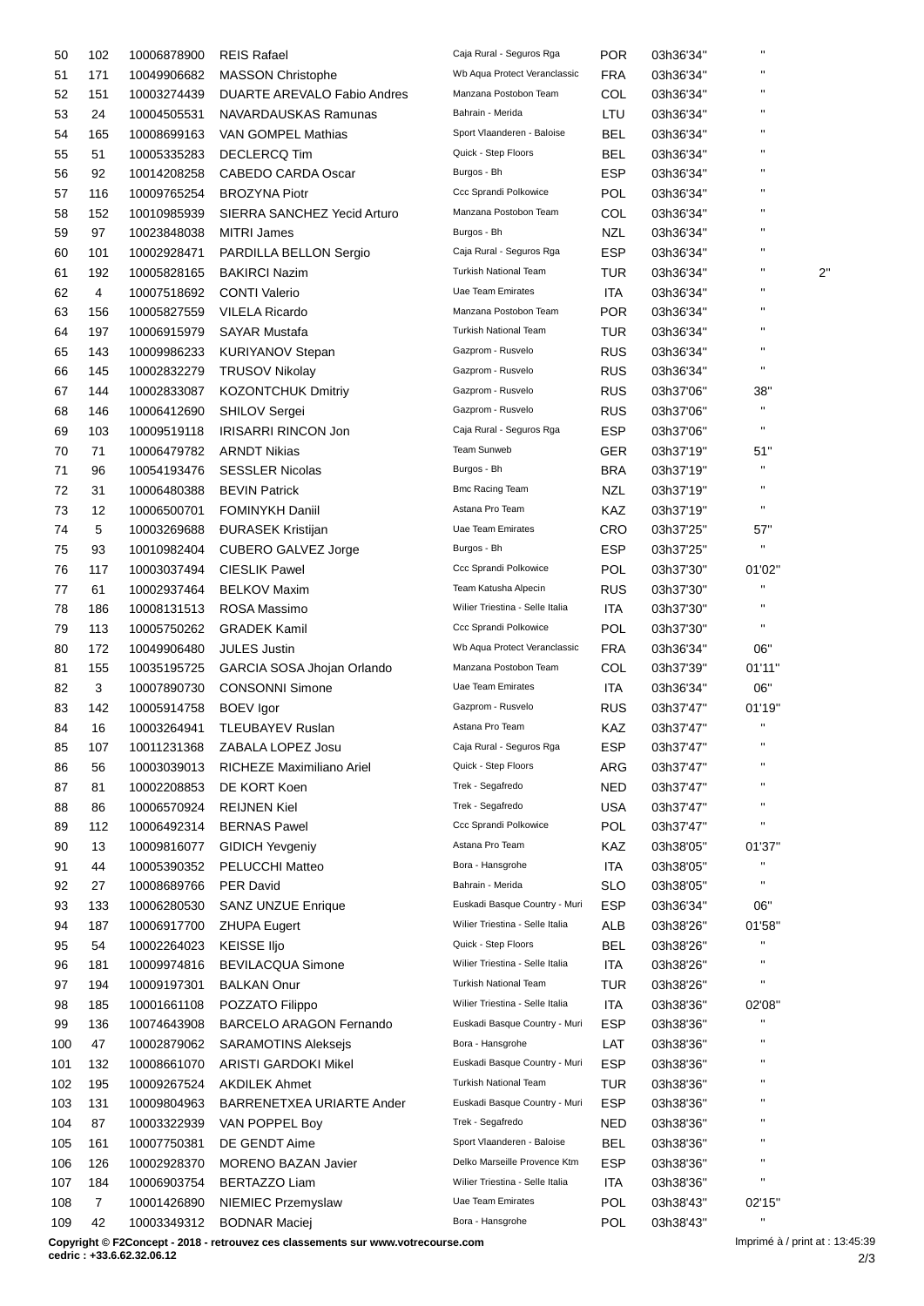| | | | | | | | | |
|---|---|---|---|---|---|---|---|---|
| 50 | 102 | 10006878900 | REIS Rafael | Caja Rural - Seguros Rga | POR | 03h36'34'' | '' | |
| 51 | 171 | 10049906682 | MASSON Christophe | Wb Aqua Protect Veranclassic | FRA | 03h36'34'' | '' | |
| 52 | 151 | 10003274439 | DUARTE AREVALO Fabio Andres | Manzana Postobon Team | COL | 03h36'34'' | '' | |
| 53 | 24 | 10004505531 | NAVARDAUSKAS Ramunas | Bahrain - Merida | LTU | 03h36'34'' | '' | |
| 54 | 165 | 10008699163 | VAN GOMPEL Mathias | Sport Vlaanderen - Baloise | BEL | 03h36'34'' | '' | |
| 55 | 51 | 10005335283 | DECLERCQ Tim | Quick - Step Floors | BEL | 03h36'34'' | '' | |
| 56 | 92 | 10014208258 | CABEDO CARDA Oscar | Burgos - Bh | ESP | 03h36'34'' | '' | |
| 57 | 116 | 10009765254 | BROZYNA Piotr | Ccc Sprandi Polkowice | POL | 03h36'34'' | '' | |
| 58 | 152 | 10010985939 | SIERRA SANCHEZ Yecid Arturo | Manzana Postobon Team | COL | 03h36'34'' | '' | |
| 59 | 97 | 10023848038 | MITRI James | Burgos - Bh | NZL | 03h36'34'' | '' | |
| 60 | 101 | 10002928471 | PARDILLA BELLON Sergio | Caja Rural - Seguros Rga | ESP | 03h36'34'' | '' | |
| 61 | 192 | 10005828165 | BAKIRCI Nazim | Turkish National Team | TUR | 03h36'34'' | '' | 2'' |
| 62 | 4 | 10007518692 | CONTI Valerio | Uae Team Emirates | ITA | 03h36'34'' | '' | |
| 63 | 156 | 10005827559 | VILELA Ricardo | Manzana Postobon Team | POR | 03h36'34'' | '' | |
| 64 | 197 | 10006915979 | SAYAR Mustafa | Turkish National Team | TUR | 03h36'34'' | '' | |
| 65 | 143 | 10009986233 | KURIYANOV Stepan | Gazprom - Rusvelo | RUS | 03h36'34'' | '' | |
| 66 | 145 | 10002832279 | TRUSOV Nikolay | Gazprom - Rusvelo | RUS | 03h36'34'' | '' | |
| 67 | 144 | 10002833087 | KOZONTCHUK Dmitriy | Gazprom - Rusvelo | RUS | 03h37'06'' | 38'' | |
| 68 | 146 | 10006412690 | SHILOV Sergei | Gazprom - Rusvelo | RUS | 03h37'06'' | '' | |
| 69 | 103 | 10009519118 | IRISARRI RINCON Jon | Caja Rural - Seguros Rga | ESP | 03h37'06'' | '' | |
| 70 | 71 | 10006479782 | ARNDT Nikias | Team Sunweb | GER | 03h37'19'' | 51'' | |
| 71 | 96 | 10054193476 | SESSLER Nicolas | Burgos - Bh | BRA | 03h37'19'' | '' | |
| 72 | 31 | 10006480388 | BEVIN Patrick | Bmc Racing Team | NZL | 03h37'19'' | '' | |
| 73 | 12 | 10006500701 | FOMINYKH Daniil | Astana Pro Team | KAZ | 03h37'19'' | '' | |
| 74 | 5 | 10003269688 | ĐURASEK Kristijan | Uae Team Emirates | CRO | 03h37'25'' | 57'' | |
| 75 | 93 | 10010982404 | CUBERO GALVEZ Jorge | Burgos - Bh | ESP | 03h37'25'' | '' | |
| 76 | 117 | 10003037494 | CIESLIK Pawel | Ccc Sprandi Polkowice | POL | 03h37'30'' | 01'02'' | |
| 77 | 61 | 10002937464 | BELKOV Maxim | Team Katusha Alpecin | RUS | 03h37'30'' | '' | |
| 78 | 186 | 10008131513 | ROSA Massimo | Wilier Triestina - Selle Italia | ITA | 03h37'30'' | '' | |
| 79 | 113 | 10005750262 | GRADEK Kamil | Ccc Sprandi Polkowice | POL | 03h37'30'' | '' | |
| 80 | 172 | 10049906480 | JULES Justin | Wb Aqua Protect Veranclassic | FRA | 03h36'34'' | 06'' | |
| 81 | 155 | 10035195725 | GARCIA SOSA Jhojan Orlando | Manzana Postobon Team | COL | 03h37'39'' | 01'11'' | |
| 82 | 3 | 10007890730 | CONSONNI Simone | Uae Team Emirates | ITA | 03h36'34'' | 06'' | |
| 83 | 142 | 10005914758 | BOEV Igor | Gazprom - Rusvelo | RUS | 03h37'47'' | 01'19'' | |
| 84 | 16 | 10003264941 | TLEUBAYEV Ruslan | Astana Pro Team | KAZ | 03h37'47'' | '' | |
| 85 | 107 | 10011231368 | ZABALA LOPEZ Josu | Caja Rural - Seguros Rga | ESP | 03h37'47'' | '' | |
| 86 | 56 | 10003039013 | RICHEZE Maximiliano Ariel | Quick - Step Floors | ARG | 03h37'47'' | '' | |
| 87 | 81 | 10002208853 | DE KORT Koen | Trek - Segafredo | NED | 03h37'47'' | '' | |
| 88 | 86 | 10006570924 | REIJNEN Kiel | Trek - Segafredo | USA | 03h37'47'' | '' | |
| 89 | 112 | 10006492314 | BERNAS Pawel | Ccc Sprandi Polkowice | POL | 03h37'47'' | '' | |
| 90 | 13 | 10009816077 | GIDICH Yevgeniy | Astana Pro Team | KAZ | 03h38'05'' | 01'37'' | |
| 91 | 44 | 10005390352 | PELUCCHI Matteo | Bora - Hansgrohe | ITA | 03h38'05'' | '' | |
| 92 | 27 | 10008689766 | PER David | Bahrain - Merida | SLO | 03h38'05'' | '' | |
| 93 | 133 | 10006280530 | SANZ UNZUE Enrique | Euskadi Basque Country - Muri | ESP | 03h36'34'' | 06'' | |
| 94 | 187 | 10006917700 | ZHUPA Eugert | Wilier Triestina - Selle Italia | ALB | 03h38'26'' | 01'58'' | |
| 95 | 54 | 10002264023 | KEISSE Iljo | Quick - Step Floors | BEL | 03h38'26'' | '' | |
| 96 | 181 | 10009974816 | BEVILACQUA Simone | Wilier Triestina - Selle Italia | ITA | 03h38'26'' | '' | |
| 97 | 194 | 10009197301 | BALKAN Onur | Turkish National Team | TUR | 03h38'26'' | '' | |
| 98 | 185 | 10001661108 | POZZATO Filippo | Wilier Triestina - Selle Italia | ITA | 03h38'36'' | 02'08'' | |
| 99 | 136 | 10074643908 | BARCELO ARAGON Fernando | Euskadi Basque Country - Muri | ESP | 03h38'36'' | '' | |
| 100 | 47 | 10002879062 | SARAMOTINS Aleksejs | Bora - Hansgrohe | LAT | 03h38'36'' | '' | |
| 101 | 132 | 10008661070 | ARISTI GARDOKI Mikel | Euskadi Basque Country - Muri | ESP | 03h38'36'' | '' | |
| 102 | 195 | 10009267524 | AKDILEK Ahmet | Turkish National Team | TUR | 03h38'36'' | '' | |
| 103 | 131 | 10009804963 | BARRENETXEA URIARTE Ander | Euskadi Basque Country - Muri | ESP | 03h38'36'' | '' | |
| 104 | 87 | 10003322939 | VAN POPPEL Boy | Trek - Segafredo | NED | 03h38'36'' | '' | |
| 105 | 161 | 10007750381 | DE GENDT Aime | Sport Vlaanderen - Baloise | BEL | 03h38'36'' | '' | |
| 106 | 126 | 10002928370 | MORENO BAZAN Javier | Delko Marseille Provence Ktm | ESP | 03h38'36'' | '' | |
| 107 | 184 | 10006903754 | BERTAZZO Liam | Wilier Triestina - Selle Italia | ITA | 03h38'36'' | '' | |
| 108 | 7 | 10001426890 | NIEMIEC Przemyslaw | Uae Team Emirates | POL | 03h38'43'' | 02'15'' | |
| 109 | 42 | 10003349312 | BODNAR Maciej | Bora - Hansgrohe | POL | 03h38'43'' | '' | |

**Copyright © F2Concept - 2018 - retrouvez ces classements sur www.votrecourse.com**
**cedric : +33.6.62.32.06.12**

Imprimé à / print at : 13:45:39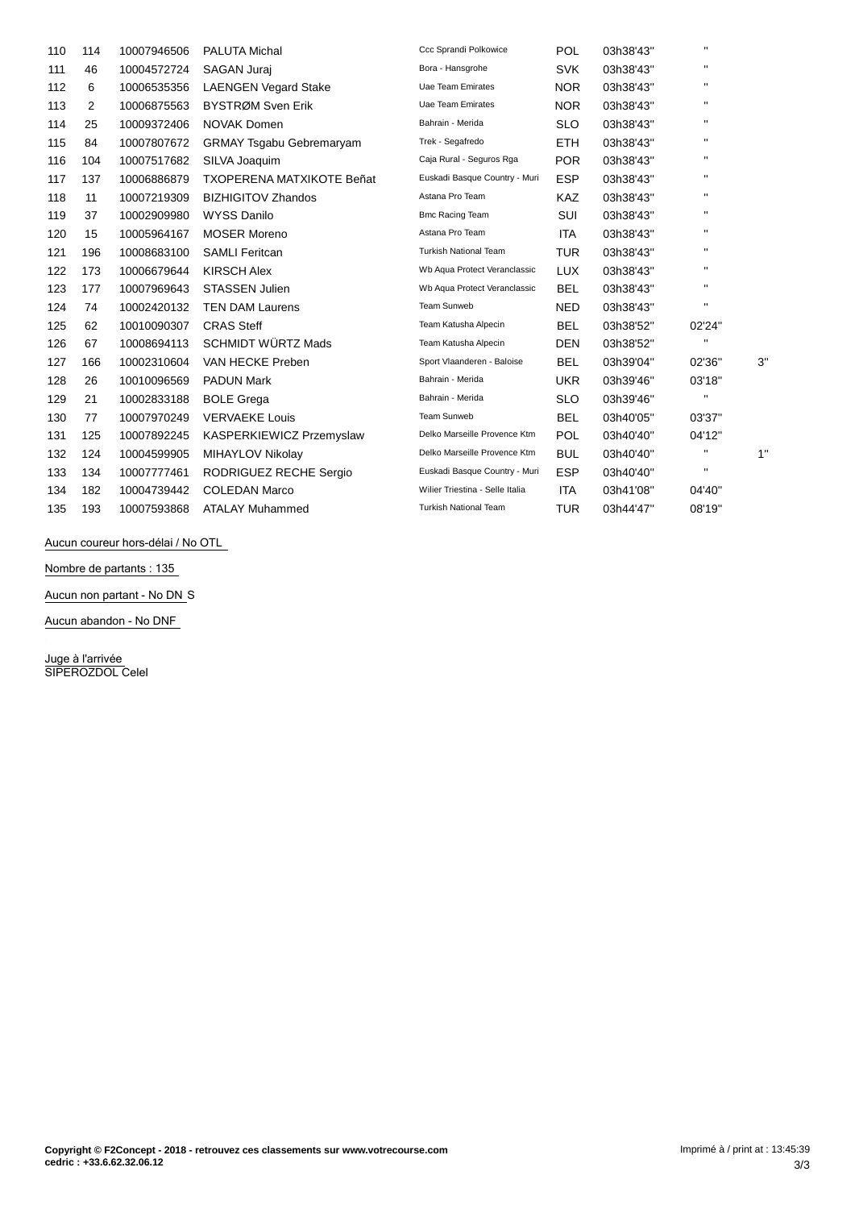| | | | | | | | | |
|---|---|---|---|---|---|---|---|---|
| 110 | 114 | 10007946506 | PALUTA Michal | Ccc Sprandi Polkowice | POL | 03h38'43'' | '' | |
| 111 | 46 | 10004572724 | SAGAN Juraj | Bora - Hansgrohe | SVK | 03h38'43'' | '' | |
| 112 | 6 | 10006535356 | LAENGEN Vegard Stake | Uae Team Emirates | NOR | 03h38'43'' | '' | |
| 113 | 2 | 10006875563 | BYSTRØM Sven Erik | Uae Team Emirates | NOR | 03h38'43'' | '' | |
| 114 | 25 | 10009372406 | NOVAK Domen | Bahrain - Merida | SLO | 03h38'43'' | '' | |
| 115 | 84 | 10007807672 | GRMAY Tsgabu Gebremaryam | Trek - Segafredo | ETH | 03h38'43'' | '' | |
| 116 | 104 | 10007517682 | SILVA Joaquim | Caja Rural - Seguros Rga | POR | 03h38'43'' | '' | |
| 117 | 137 | 10006886879 | TXOPERENA MATXIKOTE Beñat | Euskadi Basque Country - Muri | ESP | 03h38'43'' | '' | |
| 118 | 11 | 10007219309 | BIZHIGITOV Zhandos | Astana Pro Team | KAZ | 03h38'43'' | '' | |
| 119 | 37 | 10002909980 | WYSS Danilo | Bmc Racing Team | SUI | 03h38'43'' | '' | |
| 120 | 15 | 10005964167 | MOSER Moreno | Astana Pro Team | ITA | 03h38'43'' | '' | |
| 121 | 196 | 10008683100 | SAMLI Feritcan | Turkish National Team | TUR | 03h38'43'' | '' | |
| 122 | 173 | 10006679644 | KIRSCH Alex | Wb Aqua Protect Veranclassic | LUX | 03h38'43'' | '' | |
| 123 | 177 | 10007969643 | STASSEN Julien | Wb Aqua Protect Veranclassic | BEL | 03h38'43'' | '' | |
| 124 | 74 | 10002420132 | TEN DAM Laurens | Team Sunweb | NED | 03h38'43'' | '' | |
| 125 | 62 | 10010090307 | CRAS Steff | Team Katusha Alpecin | BEL | 03h38'52'' | 02'24'' | |
| 126 | 67 | 10008694113 | SCHMIDT WÜRTZ Mads | Team Katusha Alpecin | DEN | 03h38'52'' | '' | |
| 127 | 166 | 10002310604 | VAN HECKE Preben | Sport Vlaanderen - Baloise | BEL | 03h39'04'' | 02'36'' | 3'' |
| 128 | 26 | 10010096569 | PADUN Mark | Bahrain - Merida | UKR | 03h39'46'' | 03'18'' | |
| 129 | 21 | 10002833188 | BOLE Grega | Bahrain - Merida | SLO | 03h39'46'' | '' | |
| 130 | 77 | 10007970249 | VERVAEKE Louis | Team Sunweb | BEL | 03h40'05'' | 03'37'' | |
| 131 | 125 | 10007892245 | KASPERKIEWICZ Przemyslaw | Delko Marseille Provence Ktm | POL | 03h40'40'' | 04'12'' | |
| 132 | 124 | 10004599905 | MIHAYLOV Nikolay | Delko Marseille Provence Ktm | BUL | 03h40'40'' | '' | 1'' |
| 133 | 134 | 10007777461 | RODRIGUEZ RECHE Sergio | Euskadi Basque Country - Muri | ESP | 03h40'40'' | '' | |
| 134 | 182 | 10004739442 | COLEDAN Marco | Wilier Triestina - Selle Italia | ITA | 03h41'08'' | 04'40'' | |
| 135 | 193 | 10007593868 | ATALAY Muhammed | Turkish National Team | TUR | 03h44'47'' | 08'19'' | |

Aucun coureur hors-délai / No OTL

Nombre de partants : 135

Aucun non partant - No DNS

Aucun abandon - No DNF

Juge à l'arrivée
SIPEROZDOL Celel

**Copyright © F2Concept - 2018 - retrouvez ces classements sur www.votrecourse.com**
**cedric : +33.6.62.32.06.12**

Imprimé à / print at : 13:45:39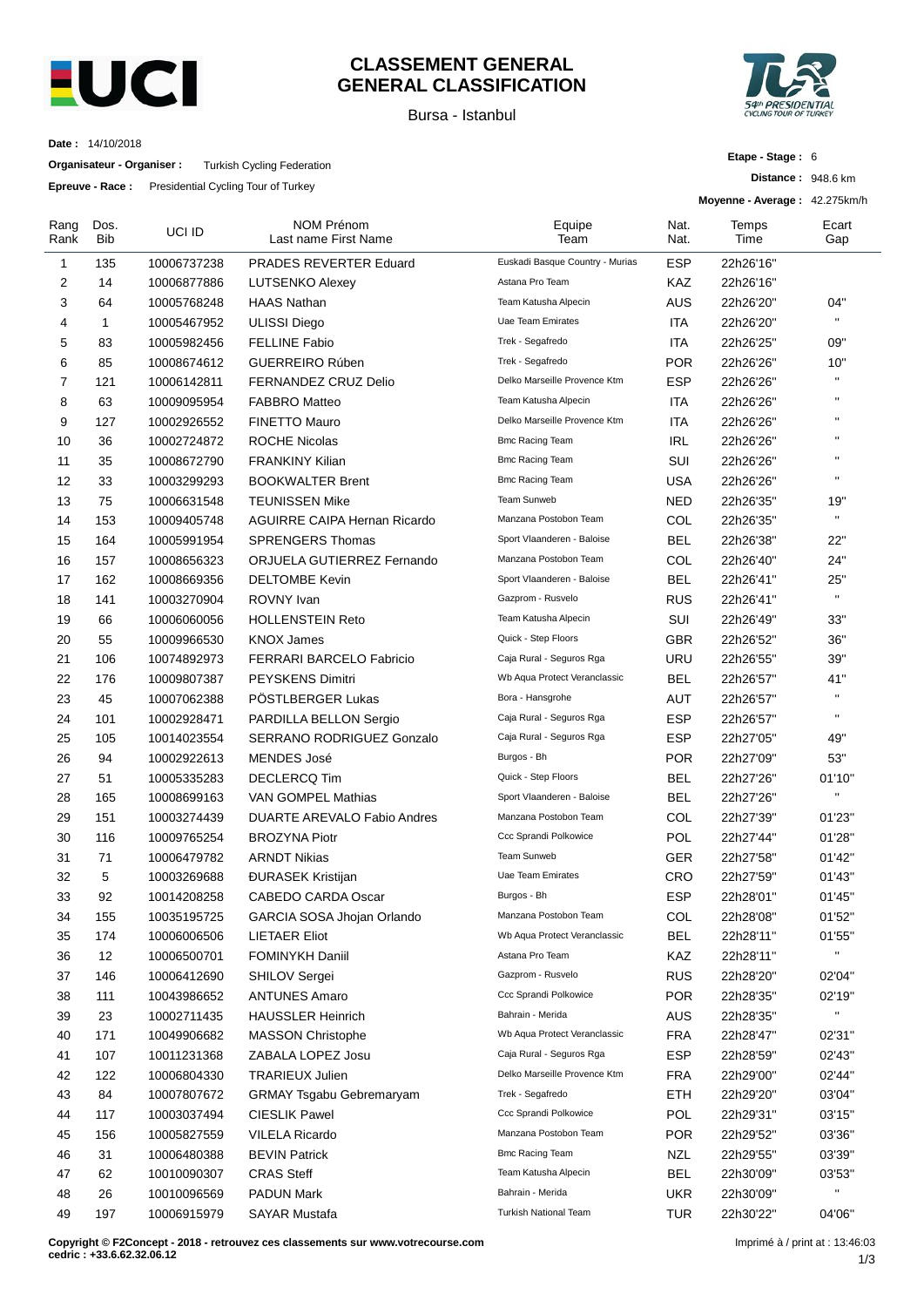# CLASSEMENT GENERAL
# GENERAL CLASSIFICATION

Bursa - Istanbul

**Date :** 14/10/2018

**Organisateur - Organiser :** Turkish Cycling Federation

**Epreuve - Race :** Presidential Cycling Tour of Turkey

**Etape - Stage :** 6

**Distance :** 948.6 km

**Moyenne - Average :** 42.275km/h

| Rang Rank | Dos. Bib | UCI ID | NOM Prénom Last name First Name | Equipe Team | Nat. Nat. | Temps Time | Ecart Gap |
|---|---|---|---|---|---|---|---|
| 1 | 135 | 10006737238 | PRADES REVERTER Eduard | Euskadi Basque Country - Murias | ESP | 22h26'16'' | |
| 2 | 14 | 10006877886 | LUTSENKO Alexey | Astana Pro Team | KAZ | 22h26'16'' | |
| 3 | 64 | 10005768248 | HAAS Nathan | Team Katusha Alpecin | AUS | 22h26'20'' | 04'' |
| 4 | 1 | 10005467952 | ULISSI Diego | Uae Team Emirates | ITA | 22h26'20'' | '' |
| 5 | 83 | 10005982456 | FELLINE Fabio | Trek - Segafredo | ITA | 22h26'25'' | 09'' |
| 6 | 85 | 10008674612 | GUERREIRO Rúben | Trek - Segafredo | POR | 22h26'26'' | 10'' |
| 7 | 121 | 10006142811 | FERNANDEZ CRUZ Delio | Delko Marseille Provence Ktm | ESP | 22h26'26'' | '' |
| 8 | 63 | 10009095954 | FABBRO Matteo | Team Katusha Alpecin | ITA | 22h26'26'' | '' |
| 9 | 127 | 10002926552 | FINETTO Mauro | Delko Marseille Provence Ktm | ITA | 22h26'26'' | '' |
| 10 | 36 | 10002724872 | ROCHE Nicolas | Bmc Racing Team | IRL | 22h26'26'' | '' |
| 11 | 35 | 10008672790 | FRANKINY Kilian | Bmc Racing Team | SUI | 22h26'26'' | '' |
| 12 | 33 | 10003299293 | BOOKWALTER Brent | Bmc Racing Team | USA | 22h26'26'' | '' |
| 13 | 75 | 10006631548 | TEUNISSEN Mike | Team Sunweb | NED | 22h26'35'' | 19'' |
| 14 | 153 | 10009405748 | AGUIRRE CAIPA Hernan Ricardo | Manzana Postobon Team | COL | 22h26'35'' | '' |
| 15 | 164 | 10005991954 | SPRENGERS Thomas | Sport Vlaanderen - Baloise | BEL | 22h26'38'' | 22'' |
| 16 | 157 | 10008656323 | ORJUELA GUTIERREZ Fernando | Manzana Postobon Team | COL | 22h26'40'' | 24'' |
| 17 | 162 | 10008669356 | DELTOMBE Kevin | Sport Vlaanderen - Baloise | BEL | 22h26'41'' | 25'' |
| 18 | 141 | 10003270904 | ROVNY Ivan | Gazprom - Rusvelo | RUS | 22h26'41'' | '' |
| 19 | 66 | 10006060056 | HOLLENSTEIN Reto | Team Katusha Alpecin | SUI | 22h26'49'' | 33'' |
| 20 | 55 | 10009966530 | KNOX James | Quick - Step Floors | GBR | 22h26'52'' | 36'' |
| 21 | 106 | 10074892973 | FERRARI BARCELO Fabricio | Caja Rural - Seguros Rga | URU | 22h26'55'' | 39'' |
| 22 | 176 | 10009807387 | PEYSKENS Dimitri | Wb Aqua Protect Veranclassic | BEL | 22h26'57'' | 41'' |
| 23 | 45 | 10007062388 | PÖSTLBERGER Lukas | Bora - Hansgrohe | AUT | 22h26'57'' | '' |
| 24 | 101 | 10002928471 | PARDILLA BELLON Sergio | Caja Rural - Seguros Rga | ESP | 22h26'57'' | '' |
| 25 | 105 | 10014023554 | SERRANO RODRIGUEZ Gonzalo | Caja Rural - Seguros Rga | ESP | 22h27'05'' | 49'' |
| 26 | 94 | 10002922613 | MENDES José | Burgos - Bh | POR | 22h27'09'' | 53'' |
| 27 | 51 | 10005335283 | DECLERCQ Tim | Quick - Step Floors | BEL | 22h27'26'' | 01'10'' |
| 28 | 165 | 10008699163 | VAN GOMPEL Mathias | Sport Vlaanderen - Baloise | BEL | 22h27'26'' | '' |
| 29 | 151 | 10003274439 | DUARTE AREVALO Fabio Andres | Manzana Postobon Team | COL | 22h27'39'' | 01'23'' |
| 30 | 116 | 10009765254 | BROZYNA Piotr | Ccc Sprandi Polkowice | POL | 22h27'44'' | 01'28'' |
| 31 | 71 | 10006479782 | ARNDT Nikias | Team Sunweb | GER | 22h27'58'' | 01'42'' |
| 32 | 5 | 10003269688 | ĐURASEK Kristijan | Uae Team Emirates | CRO | 22h27'59'' | 01'43'' |
| 33 | 92 | 10014208258 | CABEDO CARDA Oscar | Burgos - Bh | ESP | 22h28'01'' | 01'45'' |
| 34 | 155 | 10035195725 | GARCIA SOSA Jhojan Orlando | Manzana Postobon Team | COL | 22h28'08'' | 01'52'' |
| 35 | 174 | 10006006506 | LIETAER Eliot | Wb Aqua Protect Veranclassic | BEL | 22h28'11'' | 01'55'' |
| 36 | 12 | 10006500701 | FOMINYKH Daniil | Astana Pro Team | KAZ | 22h28'11'' | '' |
| 37 | 146 | 10006412690 | SHILOV Sergei | Gazprom - Rusvelo | RUS | 22h28'20'' | 02'04'' |
| 38 | 111 | 10043986652 | ANTUNES Amaro | Ccc Sprandi Polkowice | POR | 22h28'35'' | 02'19'' |
| 39 | 23 | 10002711435 | HAUSSLER Heinrich | Bahrain - Merida | AUS | 22h28'35'' | '' |
| 40 | 171 | 10049906682 | MASSON Christophe | Wb Aqua Protect Veranclassic | FRA | 22h28'47'' | 02'31'' |
| 41 | 107 | 10011231368 | ZABALA LOPEZ Josu | Caja Rural - Seguros Rga | ESP | 22h28'59'' | 02'43'' |
| 42 | 122 | 10006804330 | TRARIEUX Julien | Delko Marseille Provence Ktm | FRA | 22h29'00'' | 02'44'' |
| 43 | 84 | 10007807672 | GRMAY Tsgabu Gebremaryam | Trek - Segafredo | ETH | 22h29'20'' | 03'04'' |
| 44 | 117 | 10003037494 | CIESLIK Pawel | Ccc Sprandi Polkowice | POL | 22h29'31'' | 03'15'' |
| 45 | 156 | 10005827559 | VILELA Ricardo | Manzana Postobon Team | POR | 22h29'52'' | 03'36'' |
| 46 | 31 | 10006480388 | BEVIN Patrick | Bmc Racing Team | NZL | 22h29'55'' | 03'39'' |
| 47 | 62 | 10010090307 | CRAS Steff | Team Katusha Alpecin | BEL | 22h30'09'' | 03'53'' |
| 48 | 26 | 10010096569 | PADUN Mark | Bahrain - Merida | UKR | 22h30'09'' | '' |
| 49 | 197 | 10006915979 | SAYAR Mustafa | Turkish National Team | TUR | 22h30'22'' | 04'06'' |

**Copyright © F2Concept - 2018 - retrouvez ces classements sur www.votrecourse.com**
**cedric : +33.6.62.32.06.12**

Imprimé à / print at : 13:46:03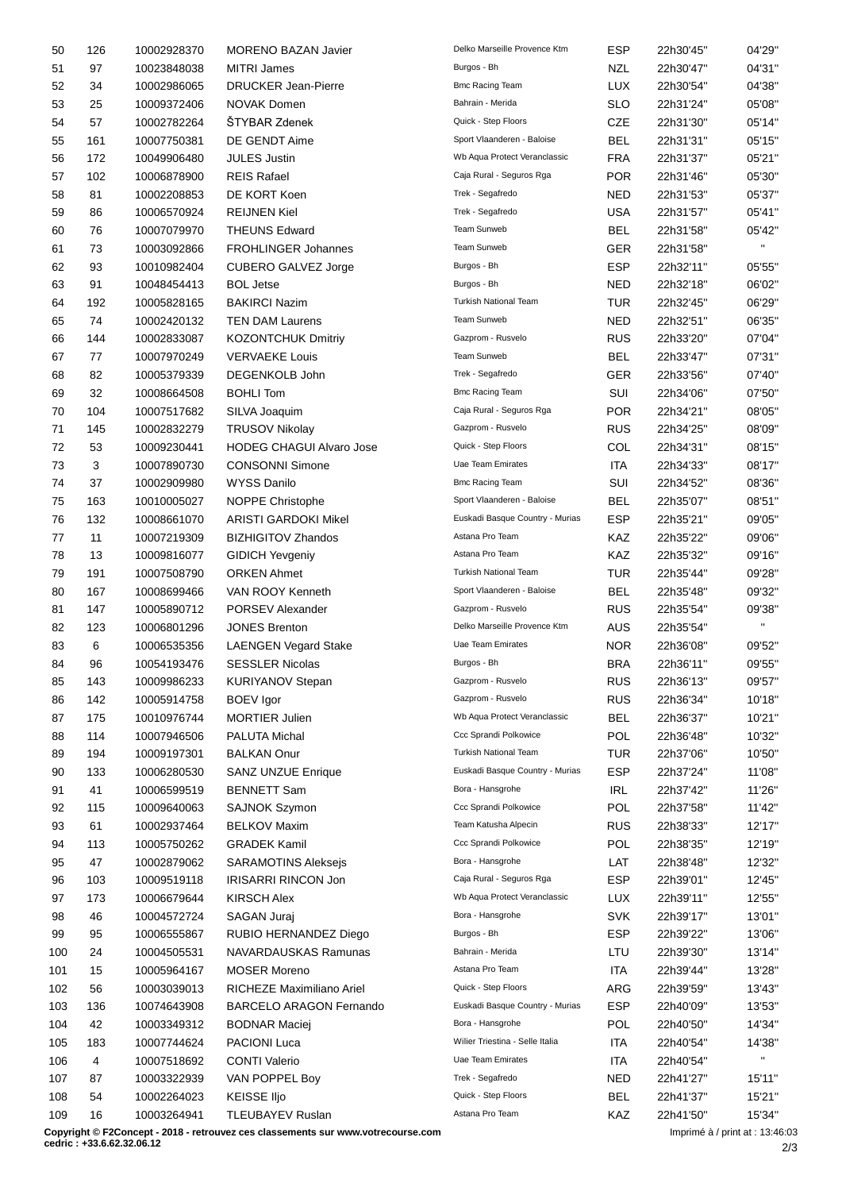| | | | | | | | |
|---|---|---|---|---|---|---|---|
| 50 | 126 | 10002928370 | MORENO BAZAN Javier | Delko Marseille Provence Ktm | ESP | 22h30'45'' | 04'29'' |
| 51 | 97 | 10023848038 | MITRI James | Burgos - Bh | NZL | 22h30'47'' | 04'31'' |
| 52 | 34 | 10002986065 | DRUCKER Jean-Pierre | Bmc Racing Team | LUX | 22h30'54'' | 04'38'' |
| 53 | 25 | 10009372406 | NOVAK Domen | Bahrain - Merida | SLO | 22h31'24'' | 05'08'' |
| 54 | 57 | 10002782264 | ŠTYBAR Zdenek | Quick - Step Floors | CZE | 22h31'30'' | 05'14'' |
| 55 | 161 | 10007750381 | DE GENDT Aime | Sport Vlaanderen - Baloise | BEL | 22h31'31'' | 05'15'' |
| 56 | 172 | 10049906480 | JULES Justin | Wb Aqua Protect Veranclassic | FRA | 22h31'37'' | 05'21'' |
| 57 | 102 | 10006878900 | REIS Rafael | Caja Rural - Seguros Rga | POR | 22h31'46'' | 05'30'' |
| 58 | 81 | 10002208853 | DE KORT Koen | Trek - Segafredo | NED | 22h31'53'' | 05'37'' |
| 59 | 86 | 10006570924 | REIJNEN Kiel | Trek - Segafredo | USA | 22h31'57'' | 05'41'' |
| 60 | 76 | 10007079970 | THEUNS Edward | Team Sunweb | BEL | 22h31'58'' | 05'42'' |
| 61 | 73 | 10003092866 | FROHLINGER Johannes | Team Sunweb | GER | 22h31'58'' | '' |
| 62 | 93 | 10010982404 | CUBERO GALVEZ Jorge | Burgos - Bh | ESP | 22h32'11'' | 05'55'' |
| 63 | 91 | 10048454413 | BOL Jetse | Burgos - Bh | NED | 22h32'18'' | 06'02'' |
| 64 | 192 | 10005828165 | BAKIRCI Nazim | Turkish National Team | TUR | 22h32'45'' | 06'29'' |
| 65 | 74 | 10002420132 | TEN DAM Laurens | Team Sunweb | NED | 22h32'51'' | 06'35'' |
| 66 | 144 | 10002833087 | KOZONTCHUK Dmitriy | Gazprom - Rusvelo | RUS | 22h33'20'' | 07'04'' |
| 67 | 77 | 10007970249 | VERVAEKE Louis | Team Sunweb | BEL | 22h33'47'' | 07'31'' |
| 68 | 82 | 10005379339 | DEGENKOLB John | Trek - Segafredo | GER | 22h33'56'' | 07'40'' |
| 69 | 32 | 10008664508 | BOHLI Tom | Bmc Racing Team | SUI | 22h34'06'' | 07'50'' |
| 70 | 104 | 10007517682 | SILVA Joaquim | Caja Rural - Seguros Rga | POR | 22h34'21'' | 08'05'' |
| 71 | 145 | 10002832279 | TRUSOV Nikolay | Gazprom - Rusvelo | RUS | 22h34'25'' | 08'09'' |
| 72 | 53 | 10009230441 | HODEG CHAGUI Alvaro Jose | Quick - Step Floors | COL | 22h34'31'' | 08'15'' |
| 73 | 3 | 10007890730 | CONSONNI Simone | Uae Team Emirates | ITA | 22h34'33'' | 08'17'' |
| 74 | 37 | 10002909980 | WYSS Danilo | Bmc Racing Team | SUI | 22h34'52'' | 08'36'' |
| 75 | 163 | 10010005027 | NOPPE Christophe | Sport Vlaanderen - Baloise | BEL | 22h35'07'' | 08'51'' |
| 76 | 132 | 10008661070 | ARISTI GARDOKI Mikel | Euskadi Basque Country - Murias | ESP | 22h35'21'' | 09'05'' |
| 77 | 11 | 10007219309 | BIZHIGITOV Zhandos | Astana Pro Team | KAZ | 22h35'22'' | 09'06'' |
| 78 | 13 | 10009816077 | GIDICH Yevgeniy | Astana Pro Team | KAZ | 22h35'32'' | 09'16'' |
| 79 | 191 | 10007508790 | ORKEN Ahmet | Turkish National Team | TUR | 22h35'44'' | 09'28'' |
| 80 | 167 | 10008699466 | VAN ROOY Kenneth | Sport Vlaanderen - Baloise | BEL | 22h35'48'' | 09'32'' |
| 81 | 147 | 10005890712 | PORSEV Alexander | Gazprom - Rusvelo | RUS | 22h35'54'' | 09'38'' |
| 82 | 123 | 10006801296 | JONES Brenton | Delko Marseille Provence Ktm | AUS | 22h35'54'' | '' |
| 83 | 6 | 10006535356 | LAENGEN Vegard Stake | Uae Team Emirates | NOR | 22h36'08'' | 09'52'' |
| 84 | 96 | 10054193476 | SESSLER Nicolas | Burgos - Bh | BRA | 22h36'11'' | 09'55'' |
| 85 | 143 | 10009986233 | KURIYANOV Stepan | Gazprom - Rusvelo | RUS | 22h36'13'' | 09'57'' |
| 86 | 142 | 10005914758 | BOEV Igor | Gazprom - Rusvelo | RUS | 22h36'34'' | 10'18'' |
| 87 | 175 | 10010976744 | MORTIER Julien | Wb Aqua Protect Veranclassic | BEL | 22h36'37'' | 10'21'' |
| 88 | 114 | 10007946506 | PALUTA Michal | Ccc Sprandi Polkowice | POL | 22h36'48'' | 10'32'' |
| 89 | 194 | 10009197301 | BALKAN Onur | Turkish National Team | TUR | 22h37'06'' | 10'50'' |
| 90 | 133 | 10006280530 | SANZ UNZUE Enrique | Euskadi Basque Country - Murias | ESP | 22h37'24'' | 11'08'' |
| 91 | 41 | 10006599519 | BENNETT Sam | Bora - Hansgrohe | IRL | 22h37'42'' | 11'26'' |
| 92 | 115 | 10009640063 | SAJNOK Szymon | Ccc Sprandi Polkowice | POL | 22h37'58'' | 11'42'' |
| 93 | 61 | 10002937464 | BELKOV Maxim | Team Katusha Alpecin | RUS | 22h38'33'' | 12'17'' |
| 94 | 113 | 10005750262 | GRADEK Kamil | Ccc Sprandi Polkowice | POL | 22h38'35'' | 12'19'' |
| 95 | 47 | 10002879062 | SARAMOTINS Aleksejs | Bora - Hansgrohe | LAT | 22h38'48'' | 12'32'' |
| 96 | 103 | 10009519118 | IRISARRI RINCON Jon | Caja Rural - Seguros Rga | ESP | 22h39'01'' | 12'45'' |
| 97 | 173 | 10006679644 | KIRSCH Alex | Wb Aqua Protect Veranclassic | LUX | 22h39'11'' | 12'55'' |
| 98 | 46 | 10004572724 | SAGAN Juraj | Bora - Hansgrohe | SVK | 22h39'17'' | 13'01'' |
| 99 | 95 | 10006555867 | RUBIO HERNANDEZ Diego | Burgos - Bh | ESP | 22h39'22'' | 13'06'' |
| 100 | 24 | 10004505531 | NAVARDAUSKAS Ramunas | Bahrain - Merida | LTU | 22h39'30'' | 13'14'' |
| 101 | 15 | 10005964167 | MOSER Moreno | Astana Pro Team | ITA | 22h39'44'' | 13'28'' |
| 102 | 56 | 10003039013 | RICHEZE Maximiliano Ariel | Quick - Step Floors | ARG | 22h39'59'' | 13'43'' |
| 103 | 136 | 10074643908 | BARCELO ARAGON Fernando | Euskadi Basque Country - Murias | ESP | 22h40'09'' | 13'53'' |
| 104 | 42 | 10003349312 | BODNAR Maciej | Bora - Hansgrohe | POL | 22h40'50'' | 14'34'' |
| 105 | 183 | 10007744624 | PACIONI Luca | Wilier Triestina - Selle Italia | ITA | 22h40'54'' | 14'38'' |
| 106 | 4 | 10007518692 | CONTI Valerio | Uae Team Emirates | ITA | 22h40'54'' | '' |
| 107 | 87 | 10003322939 | VAN POPPEL Boy | Trek - Segafredo | NED | 22h41'27'' | 15'11'' |
| 108 | 54 | 10002264023 | KEISSE Iljo | Quick - Step Floors | BEL | 22h41'37'' | 15'21'' |
| 109 | 16 | 10003264941 | TLEUBAYEV Ruslan | Astana Pro Team | KAZ | 22h41'50'' | 15'34'' |

**Copyright © F2Concept - 2018 - retrouvez ces classements sur www.votrecourse.com**
**cedric : +33.6.62.32.06.12**

Imprimé à / print at : 13:46:03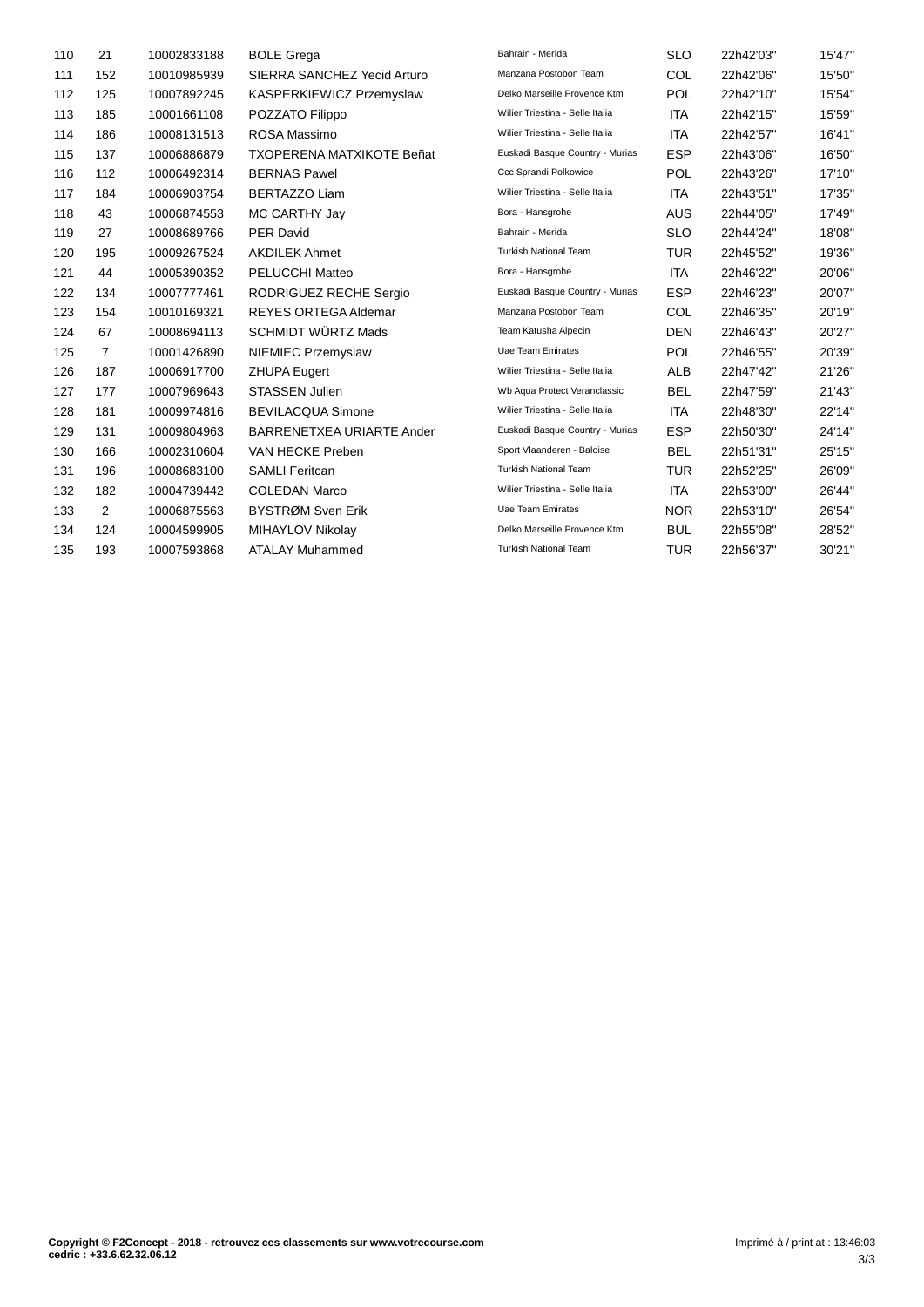| | | | | | | | |
|---|---|---|---|---|---|---|---|
| 110 | 21 | 10002833188 | BOLE Grega | Bahrain - Merida | SLO | 22h42'03'' | 15'47'' |
| 111 | 152 | 10010985939 | SIERRA SANCHEZ Yecid Arturo | Manzana Postobon Team | COL | 22h42'06'' | 15'50'' |
| 112 | 125 | 10007892245 | KASPERKIEWICZ Przemyslaw | Delko Marseille Provence Ktm | POL | 22h42'10'' | 15'54'' |
| 113 | 185 | 10001661108 | POZZATO Filippo | Wilier Triestina - Selle Italia | ITA | 22h42'15'' | 15'59'' |
| 114 | 186 | 10008131513 | ROSA Massimo | Wilier Triestina - Selle Italia | ITA | 22h42'57'' | 16'41'' |
| 115 | 137 | 10006886879 | TXOPERENA MATXIKOTE Beñat | Euskadi Basque Country - Murias | ESP | 22h43'06'' | 16'50'' |
| 116 | 112 | 10006492314 | BERNAS Pawel | Ccc Sprandi Polkowice | POL | 22h43'26'' | 17'10'' |
| 117 | 184 | 10006903754 | BERTAZZO Liam | Wilier Triestina - Selle Italia | ITA | 22h43'51'' | 17'35'' |
| 118 | 43 | 10006874553 | MC CARTHY Jay | Bora - Hansgrohe | AUS | 22h44'05'' | 17'49'' |
| 119 | 27 | 10008689766 | PER David | Bahrain - Merida | SLO | 22h44'24'' | 18'08'' |
| 120 | 195 | 10009267524 | AKDILEK Ahmet | Turkish National Team | TUR | 22h45'52'' | 19'36'' |
| 121 | 44 | 10005390352 | PELUCCHI Matteo | Bora - Hansgrohe | ITA | 22h46'22'' | 20'06'' |
| 122 | 134 | 10007777461 | RODRIGUEZ RECHE Sergio | Euskadi Basque Country - Murias | ESP | 22h46'23'' | 20'07'' |
| 123 | 154 | 10010169321 | REYES ORTEGA Aldemar | Manzana Postobon Team | COL | 22h46'35'' | 20'19'' |
| 124 | 67 | 10008694113 | SCHMIDT WÜRTZ Mads | Team Katusha Alpecin | DEN | 22h46'43'' | 20'27'' |
| 125 | 7 | 10001426890 | NIEMIEC Przemyslaw | Uae Team Emirates | POL | 22h46'55'' | 20'39'' |
| 126 | 187 | 10006917700 | ZHUPA Eugert | Wilier Triestina - Selle Italia | ALB | 22h47'42'' | 21'26'' |
| 127 | 177 | 10007969643 | STASSEN Julien | Wb Aqua Protect Veranclassic | BEL | 22h47'59'' | 21'43'' |
| 128 | 181 | 10009974816 | BEVILACQUA Simone | Wilier Triestina - Selle Italia | ITA | 22h48'30'' | 22'14'' |
| 129 | 131 | 10009804963 | BARRENETXEA URIARTE Ander | Euskadi Basque Country - Murias | ESP | 22h50'30'' | 24'14'' |
| 130 | 166 | 10002310604 | VAN HECKE Preben | Sport Vlaanderen - Baloise | BEL | 22h51'31'' | 25'15'' |
| 131 | 196 | 10008683100 | SAMLI Feritcan | Turkish National Team | TUR | 22h52'25'' | 26'09'' |
| 132 | 182 | 10004739442 | COLEDAN Marco | Wilier Triestina - Selle Italia | ITA | 22h53'00'' | 26'44'' |
| 133 | 2 | 10006875563 | BYSTRØM Sven Erik | Uae Team Emirates | NOR | 22h53'10'' | 26'54'' |
| 134 | 124 | 10004599905 | MIHAYLOV Nikolay | Delko Marseille Provence Ktm | BUL | 22h55'08'' | 28'52'' |
| 135 | 193 | 10007593868 | ATALAY Muhammed | Turkish National Team | TUR | 22h56'37'' | 30'21'' |

**Copyright © F2Concept - 2018 - retrouvez ces classements sur www.votrecourse.com**
**cedric : +33.6.62.32.06.12**

Imprimé à / print at : 13:46:03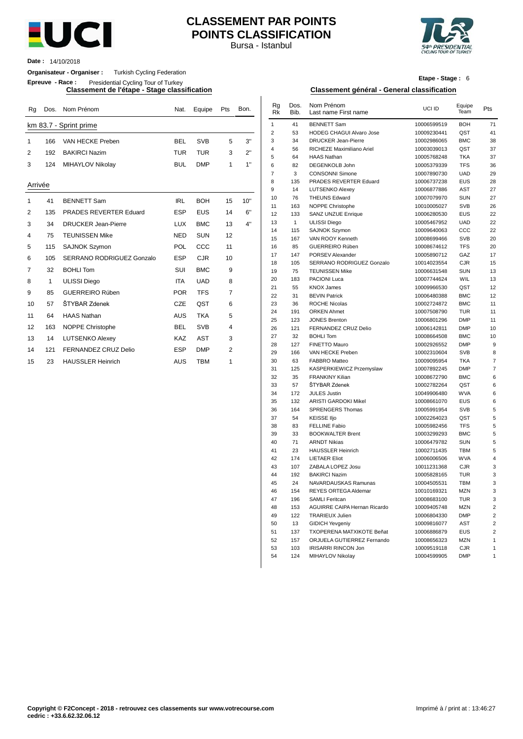# CLASSEMENT PAR POINTS
# POINTS CLASSIFICATION

Bursa - Istanbul

**Date :** 14/10/2018

**Organisateur - Organiser :** Turkish Cycling Federation

**Epreuve - Race :** Presidential Cycling Tour of Turkey

**Etape - Stage :** 6

## Classement de l'étape - Stage classification

### km 83.7 - Sprint prime

| Rg | Dos. | Nom Prénom | Nat. | Equipe | Pts | Bon. |
|---|---|---|---|---|---|---|
| 1 | 166 | VAN HECKE Preben | BEL | SVB | 5 | 3" |
| 2 | 192 | BAKIRCI Nazim | TUR | TUR | 3 | 2" |
| 3 | 124 | MIHAYLOV Nikolay | BUL | DMP | 1 | 1" |

### Arrivée

| Rg | Dos. | Nom Prénom | Nat. | Equipe | Pts | Bon. |
|---|---|---|---|---|---|---|
| 1 | 41 | BENNETT Sam | IRL | BOH | 15 | 10" |
| 2 | 135 | PRADES REVERTER Eduard | ESP | EUS | 14 | 6" |
| 3 | 34 | DRUCKER Jean-Pierre | LUX | BMC | 13 | 4" |
| 4 | 75 | TEUNISSEN Mike | NED | SUN | 12 | |
| 5 | 115 | SAJNOK Szymon | POL | CCC | 11 | |
| 6 | 105 | SERRANO RODRIGUEZ Gonzalo | ESP | CJR | 10 | |
| 7 | 32 | BOHLI Tom | SUI | BMC | 9 | |
| 8 | 1 | ULISSI Diego | ITA | UAD | 8 | |
| 9 | 85 | GUERREIRO Rúben | POR | TFS | 7 | |
| 10 | 57 | ŠTYBAR Zdenek | CZE | QST | 6 | |
| 11 | 64 | HAAS Nathan | AUS | TKA | 5 | |
| 12 | 163 | NOPPE Christophe | BEL | SVB | 4 | |
| 13 | 14 | LUTSENKO Alexey | KAZ | AST | 3 | |
| 14 | 121 | FERNANDEZ CRUZ Delio | ESP | DMP | 2 | |
| 15 | 23 | HAUSSLER Heinrich | AUS | TBM | 1 | |

## Classement général - General classification

| Rg Rk | Dos. Bib. | Nom Prénom Last name First name | UCI ID | Equipe Team | Pts |
|---|---|---|---|---|---|
| 1 | 41 | BENNETT Sam | 10006599519 | BOH | 71 |
| 2 | 53 | HODEG CHAGUI Alvaro Jose | 10009230441 | QST | 41 |
| 3 | 34 | DRUCKER Jean-Pierre | 10002986065 | BMC | 38 |
| 4 | 56 | RICHEZE Maximiliano Ariel | 10003039013 | QST | 37 |
| 5 | 64 | HAAS Nathan | 10005768248 | TKA | 37 |
| 6 | 82 | DEGENKOLB John | 10005379339 | TFS | 36 |
| 7 | 3 | CONSONNI Simone | 10007890730 | UAD | 29 |
| 8 | 135 | PRADES REVERTER Eduard | 10006737238 | EUS | 28 |
| 9 | 14 | LUTSENKO Alexey | 10006877886 | AST | 27 |
| 10 | 76 | THEUNS Edward | 10007079970 | SUN | 27 |
| 11 | 163 | NOPPE Christophe | 10010005027 | SVB | 26 |
| 12 | 133 | SANZ UNZUE Enrique | 10006280530 | EUS | 22 |
| 13 | 1 | ULISSI Diego | 10005467952 | UAD | 22 |
| 14 | 115 | SAJNOK Szymon | 10009640063 | CCC | 22 |
| 15 | 167 | VAN ROOY Kenneth | 10008699466 | SVB | 20 |
| 16 | 85 | GUERREIRO Rúben | 10008674612 | TFS | 20 |
| 17 | 147 | PORSEV Alexander | 10005890712 | GAZ | 17 |
| 18 | 105 | SERRANO RODRIGUEZ Gonzalo | 10014023554 | CJR | 15 |
| 19 | 75 | TEUNISSEN Mike | 10006631548 | SUN | 13 |
| 20 | 183 | PACIONI Luca | 10007744624 | WIL | 13 |
| 21 | 55 | KNOX James | 10009966530 | QST | 12 |
| 22 | 31 | BEVIN Patrick | 10006480388 | BMC | 12 |
| 23 | 36 | ROCHE Nicolas | 10002724872 | BMC | 11 |
| 24 | 191 | ORKEN Ahmet | 10007508790 | TUR | 11 |
| 25 | 123 | JONES Brenton | 10006801296 | DMP | 11 |
| 26 | 121 | FERNANDEZ CRUZ Delio | 10006142811 | DMP | 10 |
| 27 | 32 | BOHLI Tom | 10008664508 | BMC | 10 |
| 28 | 127 | FINETTO Mauro | 10002926552 | DMP | 9 |
| 29 | 166 | VAN HECKE Preben | 10002310604 | SVB | 8 |
| 30 | 63 | FABBRO Matteo | 10009095954 | TKA | 7 |
| 31 | 125 | KASPERKIEWICZ Przemyslaw | 10007892245 | DMP | 7 |
| 32 | 35 | FRANKINY Kilian | 10008672790 | BMC | 6 |
| 33 | 57 | ŠTYBAR Zdenek | 10002782264 | QST | 6 |
| 34 | 172 | JULES Justin | 10049906480 | WVA | 6 |
| 35 | 132 | ARISTI GARDOKI Mikel | 10008661070 | EUS | 6 |
| 36 | 164 | SPRENGERS Thomas | 10005991954 | SVB | 5 |
| 37 | 54 | KEISSE Iljo | 10002264023 | QST | 5 |
| 38 | 83 | FELLINE Fabio | 10005982456 | TFS | 5 |
| 39 | 33 | BOOKWALTER Brent | 10003299293 | BMC | 5 |
| 40 | 71 | ARNDT Nikias | 10006479782 | SUN | 5 |
| 41 | 23 | HAUSSLER Heinrich | 10002711435 | TBM | 5 |
| 42 | 174 | LIETAER Eliot | 10006006506 | WVA | 4 |
| 43 | 107 | ZABALA LOPEZ Josu | 10011231368 | CJR | 3 |
| 44 | 192 | BAKIRCI Nazim | 10005828165 | TUR | 3 |
| 45 | 24 | NAVARDAUSKAS Ramunas | 10004505531 | TBM | 3 |
| 46 | 154 | REYES ORTEGA Aldemar | 10010169321 | MZN | 3 |
| 47 | 196 | SAMLI Feritcan | 10008683100 | TUR | 3 |
| 48 | 153 | AGUIRRE CAIPA Hernan Ricardo | 10009405748 | MZN | 2 |
| 49 | 122 | TRARIEUX Julien | 10006804330 | DMP | 2 |
| 50 | 13 | GIDICH Yevgeniy | 10009816077 | AST | 2 |
| 51 | 137 | TXOPERENA MATXIKOTE Beñat | 10006886879 | EUS | 2 |
| 52 | 157 | ORJUELA GUTIERREZ Fernando | 10008656323 | MZN | 1 |
| 53 | 103 | IRISARRI RINCON Jon | 10009519118 | CJR | 1 |
| 54 | 124 | MIHAYLOV Nikolay | 10004599905 | DMP | 1 |

**Copyright © F2Concept - 2018 - retrouvez ces classements sur www.votrecourse.com**
**cedric : +33.6.62.32.06.12**

Imprimé à / print at : 13:46:27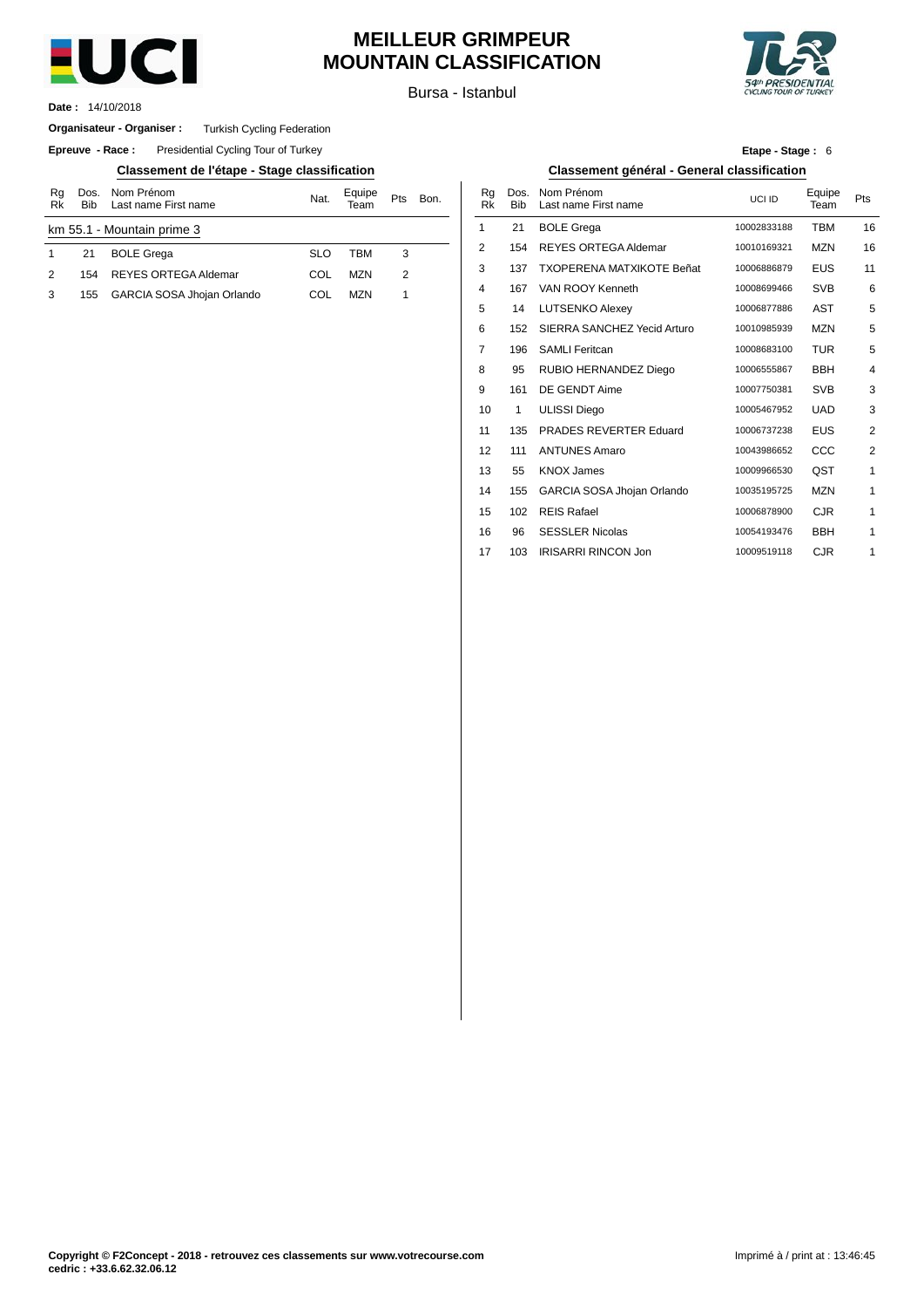# MEILLEUR GRIMPEUR
# MOUNTAIN CLASSIFICATION

Bursa - Istanbul

**Date :** 14/10/2018

**Organisateur - Organiser :** Turkish Cycling Federation

**Epreuve - Race :** Presidential Cycling Tour of Turkey

**Etape - Stage :** 6

## Classement de l'étape - Stage classification

| Rg Rk | Dos. Bib | Nom Prénom Last name First name | Nat. | Equipe Team | Pts | Bon. |
|---|---|---|---|---|---|---|
| km 55.1 - Mountain prime 3 | | | | | | |
| 1 | 21 | BOLE Grega | SLO | TBM | 3 | |
| 2 | 154 | REYES ORTEGA Aldemar | COL | MZN | 2 | |
| 3 | 155 | GARCIA SOSA Jhojan Orlando | COL | MZN | 1 | |

## Classement général - General classification

| Rg Rk | Dos. Bib | Nom Prénom Last name First name | UCI ID | Equipe Team | Pts |
|---|---|---|---|---|---|
| 1 | 21 | BOLE Grega | 10002833188 | TBM | 16 |
| 2 | 154 | REYES ORTEGA Aldemar | 10010169321 | MZN | 16 |
| 3 | 137 | TXOPERENA MATXIKOTE Beñat | 10006886879 | EUS | 11 |
| 4 | 167 | VAN ROOY Kenneth | 10008699466 | SVB | 6 |
| 5 | 14 | LUTSENKO Alexey | 10006877886 | AST | 5 |
| 6 | 152 | SIERRA SANCHEZ Yecid Arturo | 10010985939 | MZN | 5 |
| 7 | 196 | SAMLI Feritcan | 10008683100 | TUR | 5 |
| 8 | 95 | RUBIO HERNANDEZ Diego | 10006555867 | BBH | 4 |
| 9 | 161 | DE GENDT Aime | 10007750381 | SVB | 3 |
| 10 | 1 | ULISSI Diego | 10005467952 | UAD | 3 |
| 11 | 135 | PRADES REVERTER Eduard | 10006737238 | EUS | 2 |
| 12 | 111 | ANTUNES Amaro | 10043986652 | CCC | 2 |
| 13 | 55 | KNOX James | 10009966530 | QST | 1 |
| 14 | 155 | GARCIA SOSA Jhojan Orlando | 10035195725 | MZN | 1 |
| 15 | 102 | REIS Rafael | 10006878900 | CJR | 1 |
| 16 | 96 | SESSLER Nicolas | 10054193476 | BBH | 1 |
| 17 | 103 | IRISARRI RINCON Jon | 10009519118 | CJR | 1 |

**Copyright © F2Concept - 2018 - retrouvez ces classements sur www.votrecourse.com**
**cedric : +33.6.62.32.06.12**

Imprimé à / print at : 13:46:45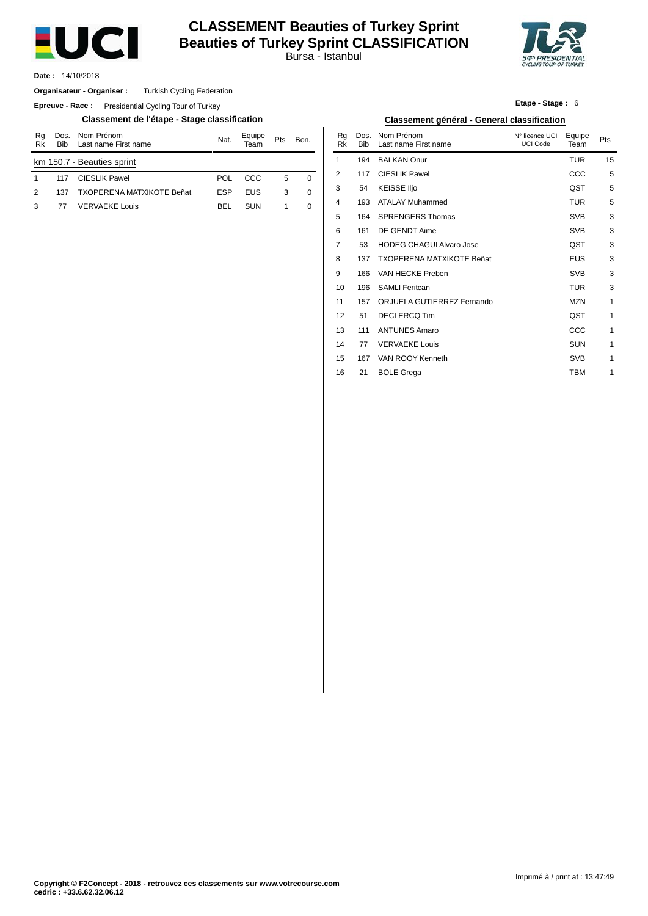# CLASSEMENT Beauties of Turkey Sprint
# Beauties of Turkey Sprint CLASSIFICATION

Bursa - Istanbul

**Date :** 14/10/2018

**Organisateur - Organiser :** Turkish Cycling Federation

**Epreuve - Race :** Presidential Cycling Tour of Turkey

**Etape - Stage :** 6

## Classement de l'étape - Stage classification

| Rg Rk | Dos. Bib | Nom Prénom Last name First name | Nat. | Equipe Team | Pts | Bon. |
|---|---|---|---|---|---|---|
| km 150.7 - Beauties sprint | | | | | | |
| 1 | 117 | CIESLIK Pawel | POL | CCC | 5 | 0 |
| 2 | 137 | TXOPERENA MATXIKOTE Beñat | ESP | EUS | 3 | 0 |
| 3 | 77 | VERVAEKE Louis | BEL | SUN | 1 | 0 |

## Classement général - General classification

| Rg Rk | Dos. Bib | Nom Prénom Last name First name | N° licence UCI UCI Code | Equipe Team | Pts |
|---|---|---|---|---|---|
| 1 | 194 | BALKAN Onur | | TUR | 15 |
| 2 | 117 | CIESLIK Pawel | | CCC | 5 |
| 3 | 54 | KEISSE Iljo | | QST | 5 |
| 4 | 193 | ATALAY Muhammed | | TUR | 5 |
| 5 | 164 | SPRENGERS Thomas | | SVB | 3 |
| 6 | 161 | DE GENDT Aime | | SVB | 3 |
| 7 | 53 | HODEG CHAGUI Alvaro Jose | | QST | 3 |
| 8 | 137 | TXOPERENA MATXIKOTE Beñat | | EUS | 3 |
| 9 | 166 | VAN HECKE Preben | | SVB | 3 |
| 10 | 196 | SAMLI Feritcan | | TUR | 3 |
| 11 | 157 | ORJUELA GUTIERREZ Fernando | | MZN | 1 |
| 12 | 51 | DECLERCQ Tim | | QST | 1 |
| 13 | 111 | ANTUNES Amaro | | CCC | 1 |
| 14 | 77 | VERVAEKE Louis | | SUN | 1 |
| 15 | 167 | VAN ROOY Kenneth | | SVB | 1 |
| 16 | 21 | BOLE Grega | | TBM | 1 |

Imprimé à / print at : 13:47:49

**Copyright © F2Concept - 2018 - retrouvez ces classements sur www.votrecourse.com**
**cedric : +33.6.62.32.06.12**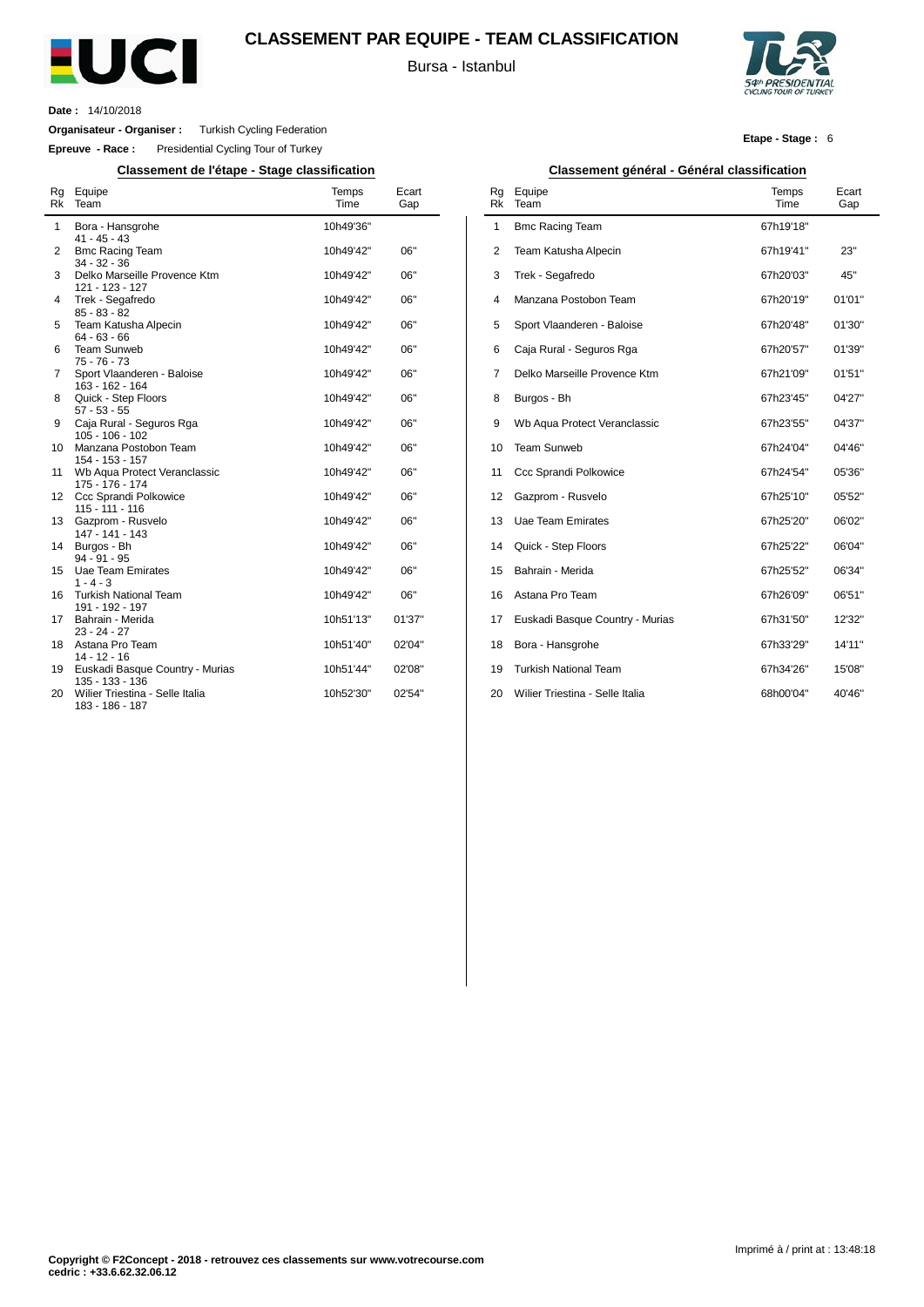# CLASSEMENT PAR EQUIPE - TEAM CLASSIFICATION

Bursa - Istanbul

**Date :** 14/10/2018

**Organisateur - Organiser :** Turkish Cycling Federation

**Epreuve - Race :** Presidential Cycling Tour of Turkey

**Etape - Stage :** 6

## Classement de l'étape - Stage classification

| Rg<br>Rk | Equipe<br>Team | Temps<br>Time | Ecart<br>Gap |
|---|---|---|---|
| 1 | Bora - Hansgrohe<br>41 - 45 - 43 | 10h49'36'' | |
| 2 | Bmc Racing Team<br>34 - 32 - 36 | 10h49'42'' | 06'' |
| 3 | Delko Marseille Provence Ktm<br>121 - 123 - 127 | 10h49'42'' | 06'' |
| 4 | Trek - Segafredo<br>85 - 83 - 82 | 10h49'42'' | 06'' |
| 5 | Team Katusha Alpecin<br>64 - 63 - 66 | 10h49'42'' | 06'' |
| 6 | Team Sunweb<br>75 - 76 - 73 | 10h49'42'' | 06'' |
| 7 | Sport Vlaanderen - Baloise<br>163 - 162 - 164 | 10h49'42'' | 06'' |
| 8 | Quick - Step Floors<br>57 - 53 - 55 | 10h49'42'' | 06'' |
| 9 | Caja Rural - Seguros Rga<br>105 - 106 - 102 | 10h49'42'' | 06'' |
| 10 | Manzana Postobon Team<br>154 - 153 - 157 | 10h49'42'' | 06'' |
| 11 | Wb Aqua Protect Veranclassic<br>175 - 176 - 174 | 10h49'42'' | 06'' |
| 12 | Ccc Sprandi Polkowice<br>115 - 111 - 116 | 10h49'42'' | 06'' |
| 13 | Gazprom - Rusvelo<br>147 - 141 - 143 | 10h49'42'' | 06'' |
| 14 | Burgos - Bh<br>94 - 91 - 95 | 10h49'42'' | 06'' |
| 15 | Uae Team Emirates<br>1 - 4 - 3 | 10h49'42'' | 06'' |
| 16 | Turkish National Team<br>191 - 192 - 197 | 10h49'42'' | 06'' |
| 17 | Bahrain - Merida<br>23 - 24 - 27 | 10h51'13'' | 01'37'' |
| 18 | Astana Pro Team<br>14 - 12 - 16 | 10h51'40'' | 02'04'' |
| 19 | Euskadi Basque Country - Murias<br>135 - 133 - 136 | 10h51'44'' | 02'08'' |
| 20 | Wilier Triestina - Selle Italia<br>183 - 186 - 187 | 10h52'30'' | 02'54'' |

## Classement général - Général classification

| Rg<br>Rk | Equipe<br>Team | Temps<br>Time | Ecart<br>Gap |
|---|---|---|---|
| 1 | Bmc Racing Team | 67h19'18'' | |
| 2 | Team Katusha Alpecin | 67h19'41'' | 23'' |
| 3 | Trek - Segafredo | 67h20'03'' | 45'' |
| 4 | Manzana Postobon Team | 67h20'19'' | 01'01'' |
| 5 | Sport Vlaanderen - Baloise | 67h20'48'' | 01'30'' |
| 6 | Caja Rural - Seguros Rga | 67h20'57'' | 01'39'' |
| 7 | Delko Marseille Provence Ktm | 67h21'09'' | 01'51'' |
| 8 | Burgos - Bh | 67h23'45'' | 04'27'' |
| 9 | Wb Aqua Protect Veranclassic | 67h23'55'' | 04'37'' |
| 10 | Team Sunweb | 67h24'04'' | 04'46'' |
| 11 | Ccc Sprandi Polkowice | 67h24'54'' | 05'36'' |
| 12 | Gazprom - Rusvelo | 67h25'10'' | 05'52'' |
| 13 | Uae Team Emirates | 67h25'20'' | 06'02'' |
| 14 | Quick - Step Floors | 67h25'22'' | 06'04'' |
| 15 | Bahrain - Merida | 67h25'52'' | 06'34'' |
| 16 | Astana Pro Team | 67h26'09'' | 06'51'' |
| 17 | Euskadi Basque Country - Murias | 67h31'50'' | 12'32'' |
| 18 | Bora - Hansgrohe | 67h33'29'' | 14'11'' |
| 19 | Turkish National Team | 67h34'26'' | 15'08'' |
| 20 | Wilier Triestina - Selle Italia | 68h00'04'' | 40'46'' |

Imprimé à / print at : 13:48:18

**Copyright © F2Concept - 2018 - retrouvez ces classements sur www.votrecourse.com**
**cedric : +33.6.62.32.06.12**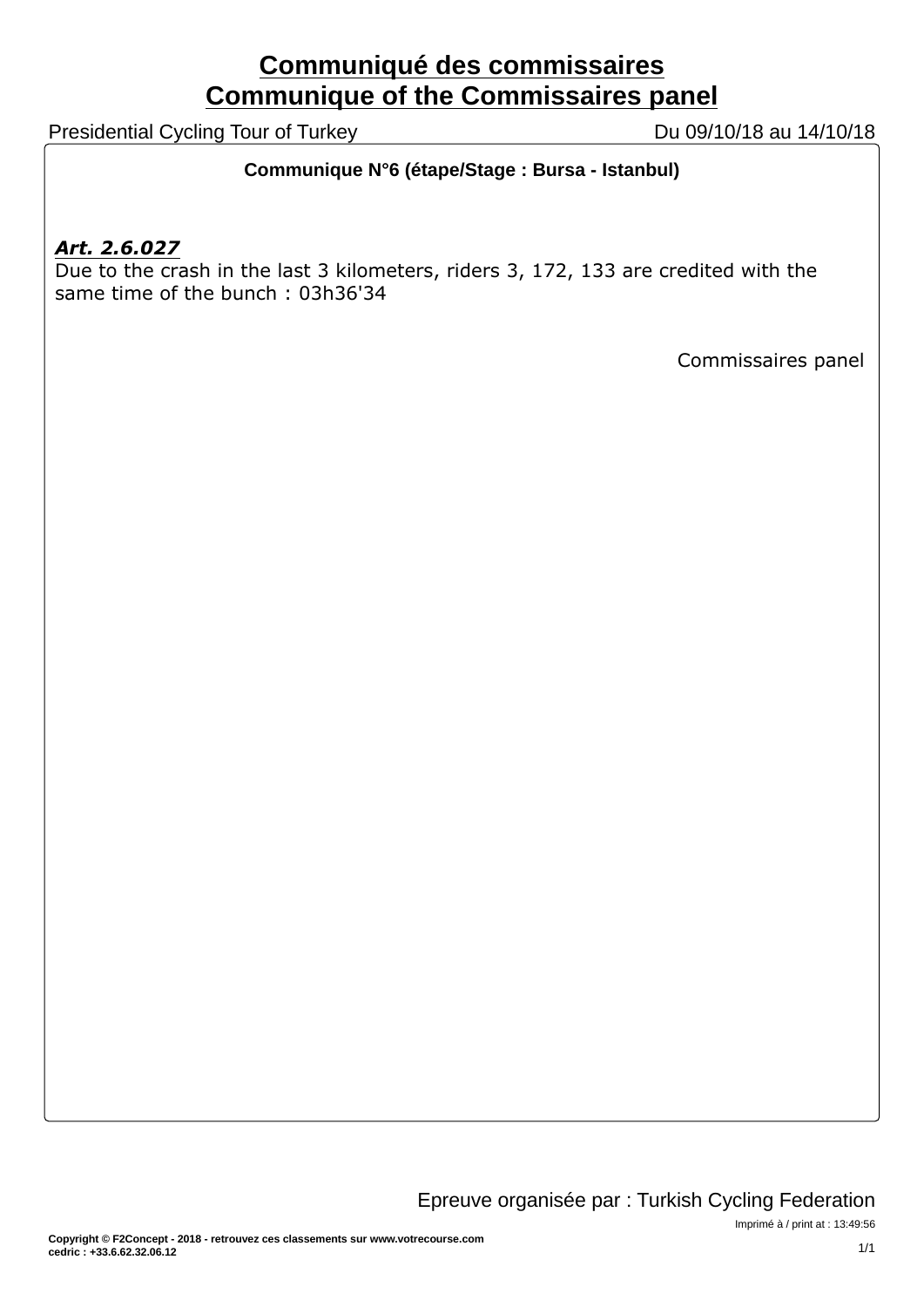# Communiqué des commissaires
# Communique of the Commissaires panel

Presidential Cycling Tour of Turkey — Du 09/10/18 au 14/10/18

**Communique N°6 (étape/Stage : Bursa - Istanbul)**

***Art. 2.6.027***

Due to the crash in the last 3 kilometers, riders 3, 172, 133 are credited with the same time of the bunch : 03h36'34

Commissaires panel

Epreuve organisée par : Turkish Cycling Federation